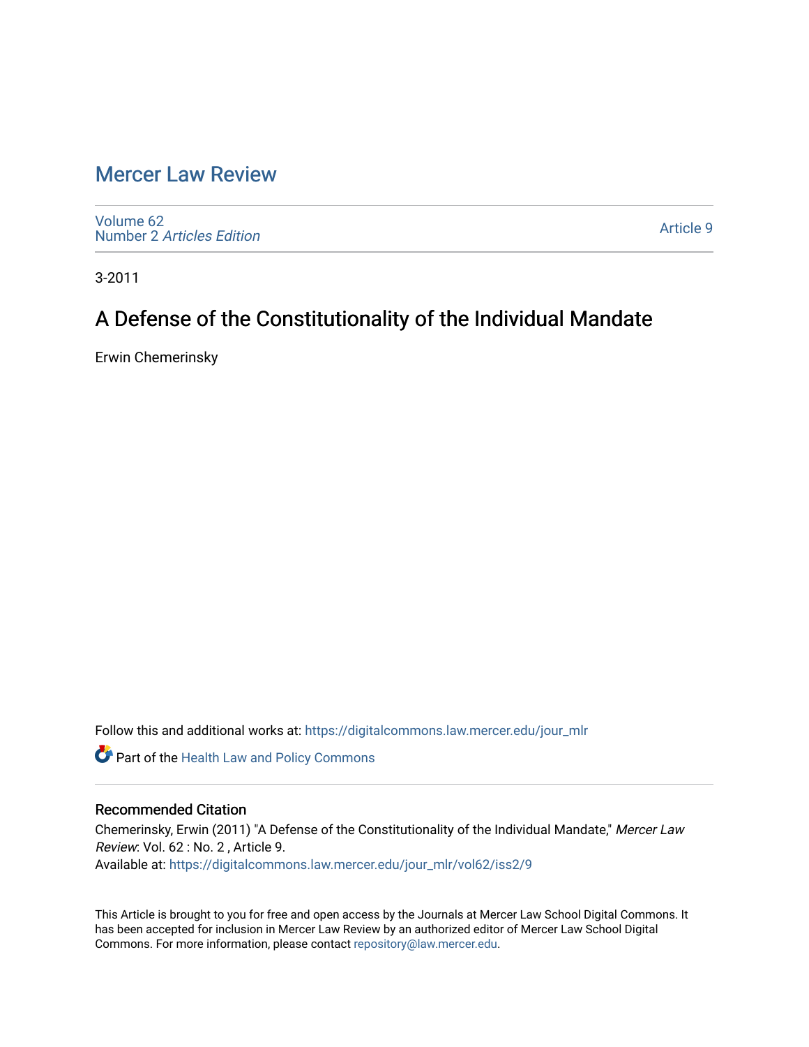# Mercer Law Review

Volume 62
Number 2 *Articles Edition*

Article 9

3-2011

## A Defense of the Constitutionality of the Individual Mandate

Erwin Chemerinsky

Follow this and additional works at: https://digitalcommons.law.mercer.edu/jour_mlr

Part of the Health Law and Policy Commons

### Recommended Citation

Chemerinsky, Erwin (2011) "A Defense of the Constitutionality of the Individual Mandate," *Mercer Law Review*: Vol. 62 : No. 2 , Article 9.
Available at: https://digitalcommons.law.mercer.edu/jour_mlr/vol62/iss2/9

This Article is brought to you for free and open access by the Journals at Mercer Law School Digital Commons. It has been accepted for inclusion in Mercer Law Review by an authorized editor of Mercer Law School Digital Commons. For more information, please contact repository@law.mercer.edu.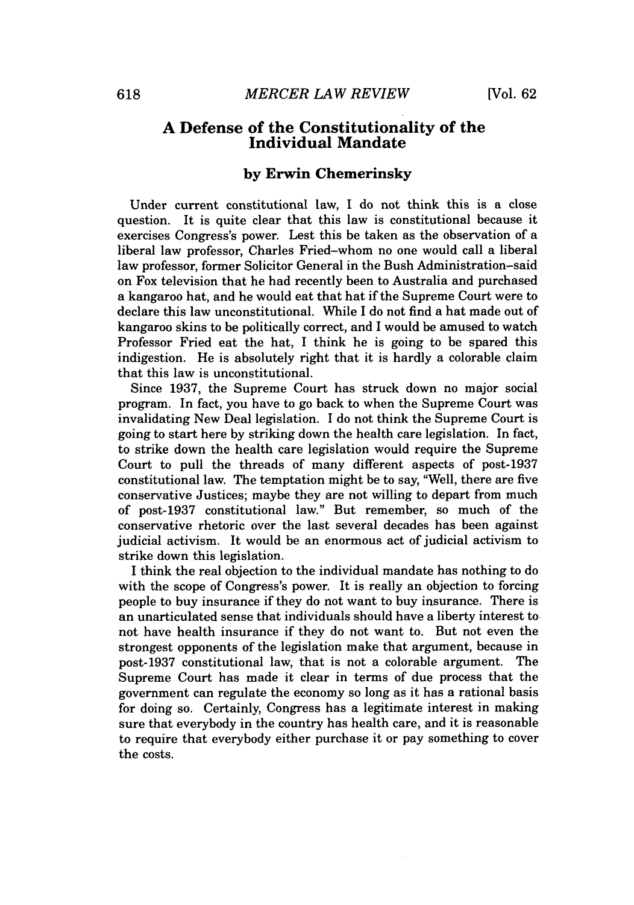## A Defense of the Constitutionality of the Individual Mandate

### by Erwin Chemerinsky

Under current constitutional law, I do not think this is a close question. It is quite clear that this law is constitutional because it exercises Congress's power. Lest this be taken as the observation of a liberal law professor, Charles Fried–whom no one would call a liberal law professor, former Solicitor General in the Bush Administration–said on Fox television that he had recently been to Australia and purchased a kangaroo hat, and he would eat that hat if the Supreme Court were to declare this law unconstitutional. While I do not find a hat made out of kangaroo skins to be politically correct, and I would be amused to watch Professor Fried eat the hat, I think he is going to be spared this indigestion. He is absolutely right that it is hardly a colorable claim that this law is unconstitutional.

Since 1937, the Supreme Court has struck down no major social program. In fact, you have to go back to when the Supreme Court was invalidating New Deal legislation. I do not think the Supreme Court is going to start here by striking down the health care legislation. In fact, to strike down the health care legislation would require the Supreme Court to pull the threads of many different aspects of post-1937 constitutional law. The temptation might be to say, "Well, there are five conservative Justices; maybe they are not willing to depart from much of post-1937 constitutional law." But remember, so much of the conservative rhetoric over the last several decades has been against judicial activism. It would be an enormous act of judicial activism to strike down this legislation.

I think the real objection to the individual mandate has nothing to do with the scope of Congress's power. It is really an objection to forcing people to buy insurance if they do not want to buy insurance. There is an unarticulated sense that individuals should have a liberty interest to not have health insurance if they do not want to. But not even the strongest opponents of the legislation make that argument, because in post-1937 constitutional law, that is not a colorable argument. The Supreme Court has made it clear in terms of due process that the government can regulate the economy so long as it has a rational basis for doing so. Certainly, Congress has a legitimate interest in making sure that everybody in the country has health care, and it is reasonable to require that everybody either purchase it or pay something to cover the costs.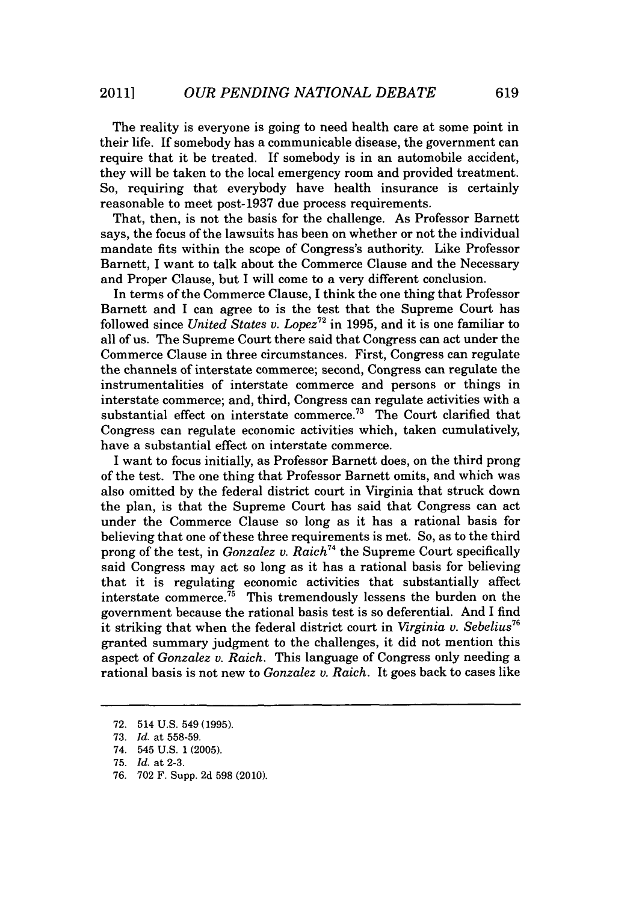The reality is everyone is going to need health care at some point in their life. If somebody has a communicable disease, the government can require that it be treated. If somebody is in an automobile accident, they will be taken to the local emergency room and provided treatment. So, requiring that everybody have health insurance is certainly reasonable to meet post-1937 due process requirements.

That, then, is not the basis for the challenge. As Professor Barnett says, the focus of the lawsuits has been on whether or not the individual mandate fits within the scope of Congress's authority. Like Professor Barnett, I want to talk about the Commerce Clause and the Necessary and Proper Clause, but I will come to a very different conclusion.

In terms of the Commerce Clause, I think the one thing that Professor Barnett and I can agree to is the test that the Supreme Court has followed since *United States v. Lopez*[72] in 1995, and it is one familiar to all of us. The Supreme Court there said that Congress can act under the Commerce Clause in three circumstances. First, Congress can regulate the channels of interstate commerce; second, Congress can regulate the instrumentalities of interstate commerce and persons or things in interstate commerce; and, third, Congress can regulate activities with a substantial effect on interstate commerce.[73] The Court clarified that Congress can regulate economic activities which, taken cumulatively, have a substantial effect on interstate commerce.

I want to focus initially, as Professor Barnett does, on the third prong of the test. The one thing that Professor Barnett omits, and which was also omitted by the federal district court in Virginia that struck down the plan, is that the Supreme Court has said that Congress can act under the Commerce Clause so long as it has a rational basis for believing that one of these three requirements is met. So, as to the third prong of the test, in *Gonzalez v. Raich*[74] the Supreme Court specifically said Congress may act so long as it has a rational basis for believing that it is regulating economic activities that substantially affect interstate commerce.[75] This tremendously lessens the burden on the government because the rational basis test is so deferential. And I find it striking that when the federal district court in *Virginia v. Sebelius*[76] granted summary judgment to the challenges, it did not mention this aspect of *Gonzalez v. Raich*. This language of Congress only needing a rational basis is not new to *Gonzalez v. Raich*. It goes back to cases like

---

72. 514 U.S. 549 (1995).

73. *Id.* at 558-59.

74. 545 U.S. 1 (2005).

75. *Id.* at 2-3.

76. 702 F. Supp. 2d 598 (2010).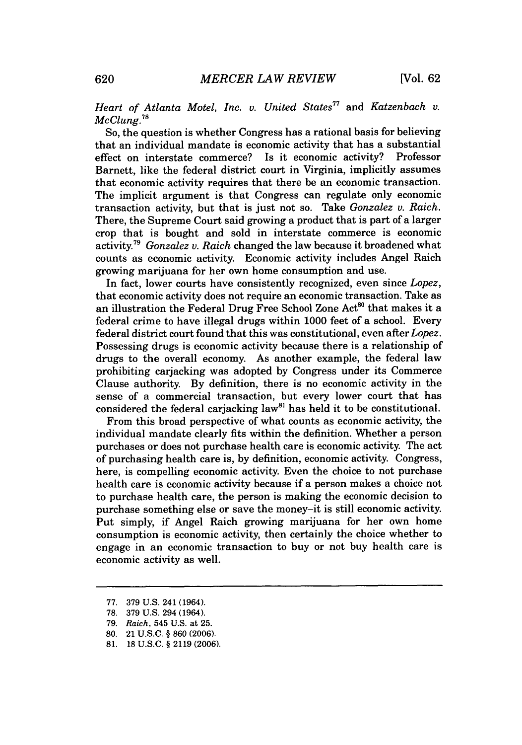*Heart of Atlanta Motel, Inc. v. United States*[77] and *Katzenbach v. McClung*.[78]

So, the question is whether Congress has a rational basis for believing that an individual mandate is economic activity that has a substantial effect on interstate commerce? Is it economic activity? Professor Barnett, like the federal district court in Virginia, implicitly assumes that economic activity requires that there be an economic transaction. The implicit argument is that Congress can regulate only economic transaction activity, but that is just not so. Take *Gonzalez v. Raich*. There, the Supreme Court said growing a product that is part of a larger crop that is bought and sold in interstate commerce is economic activity.[79] *Gonzalez v. Raich* changed the law because it broadened what counts as economic activity. Economic activity includes Angel Raich growing marijuana for her own home consumption and use.

In fact, lower courts have consistently recognized, even since *Lopez*, that economic activity does not require an economic transaction. Take as an illustration the Federal Drug Free School Zone Act[80] that makes it a federal crime to have illegal drugs within 1000 feet of a school. Every federal district court found that this was constitutional, even after *Lopez*. Possessing drugs is economic activity because there is a relationship of drugs to the overall economy. As another example, the federal law prohibiting carjacking was adopted by Congress under its Commerce Clause authority. By definition, there is no economic activity in the sense of a commercial transaction, but every lower court that has considered the federal carjacking law[81] has held it to be constitutional.

From this broad perspective of what counts as economic activity, the individual mandate clearly fits within the definition. Whether a person purchases or does not purchase health care is economic activity. The act of purchasing health care is, by definition, economic activity. Congress, here, is compelling economic activity. Even the choice to not purchase health care is economic activity because if a person makes a choice not to purchase health care, the person is making the economic decision to purchase something else or save the money–it is still economic activity. Put simply, if Angel Raich growing marijuana for her own home consumption is economic activity, then certainly the choice whether to engage in an economic transaction to buy or not buy health care is economic activity as well.

---

77. 379 U.S. 241 (1964).
78. 379 U.S. 294 (1964).
79. *Raich*, 545 U.S. at 25.
80. 21 U.S.C. § 860 (2006).
81. 18 U.S.C. § 2119 (2006).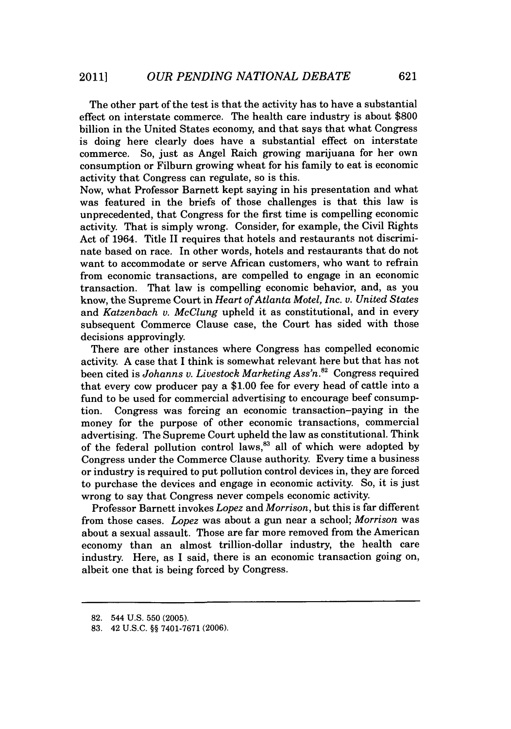The other part of the test is that the activity has to have a substantial effect on interstate commerce. The health care industry is about $800 billion in the United States economy, and that says that what Congress is doing here clearly does have a substantial effect on interstate commerce. So, just as Angel Raich growing marijuana for her own consumption or Filburn growing wheat for his family to eat is economic activity that Congress can regulate, so is this.

Now, what Professor Barnett kept saying in his presentation and what was featured in the briefs of those challenges is that this law is unprecedented, that Congress for the first time is compelling economic activity. That is simply wrong. Consider, for example, the Civil Rights Act of 1964. Title II requires that hotels and restaurants not discriminate based on race. In other words, hotels and restaurants that do not want to accommodate or serve African customers, who want to refrain from economic transactions, are compelled to engage in an economic transaction. That law is compelling economic behavior, and, as you know, the Supreme Court in *Heart of Atlanta Motel, Inc. v. United States* and *Katzenbach v. McClung* upheld it as constitutional, and in every subsequent Commerce Clause case, the Court has sided with those decisions approvingly.

There are other instances where Congress has compelled economic activity. A case that I think is somewhat relevant here but that has not been cited is *Johanns v. Livestock Marketing Ass'n.*[82] Congress required that every cow producer pay a $1.00 fee for every head of cattle into a fund to be used for commercial advertising to encourage beef consumption. Congress was forcing an economic transaction–paying in the money for the purpose of other economic transactions, commercial advertising. The Supreme Court upheld the law as constitutional. Think of the federal pollution control laws,[83] all of which were adopted by Congress under the Commerce Clause authority. Every time a business or industry is required to put pollution control devices in, they are forced to purchase the devices and engage in economic activity. So, it is just wrong to say that Congress never compels economic activity.

Professor Barnett invokes *Lopez* and *Morrison*, but this is far different from those cases. *Lopez* was about a gun near a school; *Morrison* was about a sexual assault. Those are far more removed from the American economy than an almost trillion-dollar industry, the health care industry. Here, as I said, there is an economic transaction going on, albeit one that is being forced by Congress.

---

82. 544 U.S. 550 (2005).

83. 42 U.S.C. §§ 7401-7671 (2006).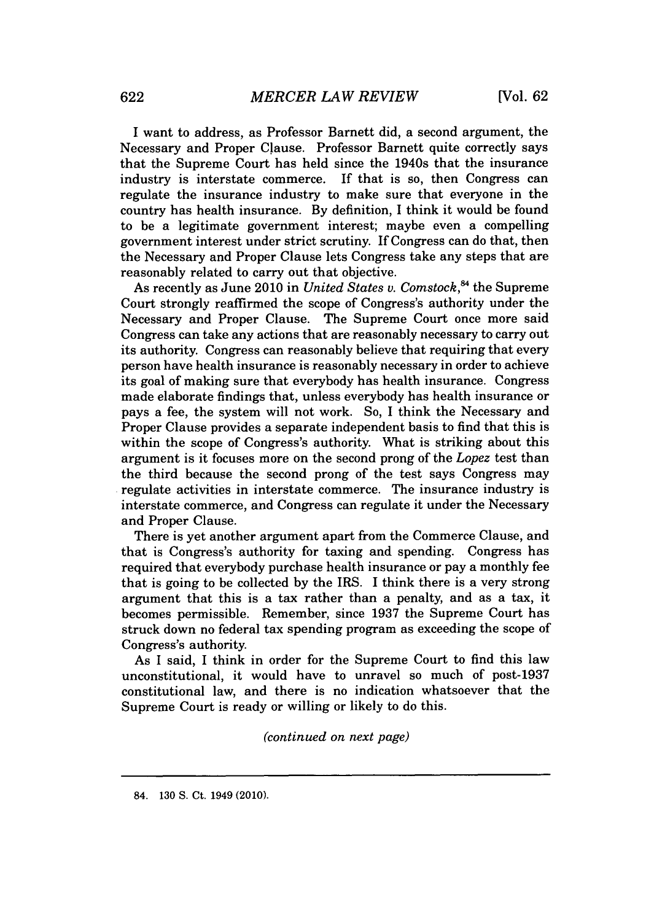I want to address, as Professor Barnett did, a second argument, the Necessary and Proper Clause. Professor Barnett quite correctly says that the Supreme Court has held since the 1940s that the insurance industry is interstate commerce. If that is so, then Congress can regulate the insurance industry to make sure that everyone in the country has health insurance. By definition, I think it would be found to be a legitimate government interest; maybe even a compelling government interest under strict scrutiny. If Congress can do that, then the Necessary and Proper Clause lets Congress take any steps that are reasonably related to carry out that objective.

As recently as June 2010 in *United States v. Comstock*,[84] the Supreme Court strongly reaffirmed the scope of Congress's authority under the Necessary and Proper Clause. The Supreme Court once more said Congress can take any actions that are reasonably necessary to carry out its authority. Congress can reasonably believe that requiring that every person have health insurance is reasonably necessary in order to achieve its goal of making sure that everybody has health insurance. Congress made elaborate findings that, unless everybody has health insurance or pays a fee, the system will not work. So, I think the Necessary and Proper Clause provides a separate independent basis to find that this is within the scope of Congress's authority. What is striking about this argument is it focuses more on the second prong of the *Lopez* test than the third because the second prong of the test says Congress may regulate activities in interstate commerce. The insurance industry is interstate commerce, and Congress can regulate it under the Necessary and Proper Clause.

There is yet another argument apart from the Commerce Clause, and that is Congress's authority for taxing and spending. Congress has required that everybody purchase health insurance or pay a monthly fee that is going to be collected by the IRS. I think there is a very strong argument that this is a tax rather than a penalty, and as a tax, it becomes permissible. Remember, since 1937 the Supreme Court has struck down no federal tax spending program as exceeding the scope of Congress's authority.

As I said, I think in order for the Supreme Court to find this law unconstitutional, it would have to unravel so much of post-1937 constitutional law, and there is no indication whatsoever that the Supreme Court is ready or willing or likely to do this.

*(continued on next page)*

---

84. 130 S. Ct. 1949 (2010).